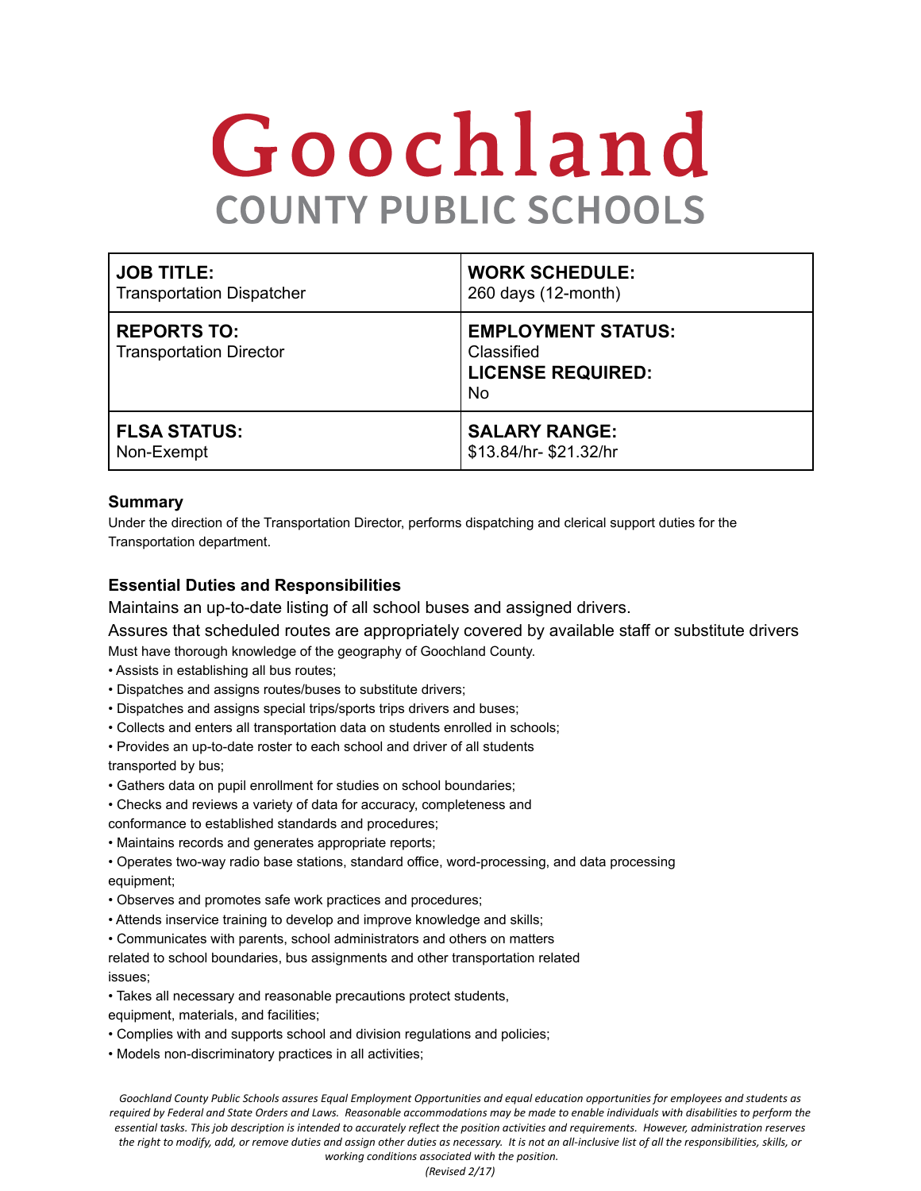# Goochland

## COUNTY PUBLIC SCHOOLS

| **JOB TITLE:**<br>Transportation Dispatcher | **WORK SCHEDULE:**<br>260 days (12-month) |
|---|---|
| **REPORTS TO:**<br>Transportation Director | **EMPLOYMENT STATUS:**<br>Classified<br>**LICENSE REQUIRED:**<br>No |
| **FLSA STATUS:**<br>Non-Exempt | **SALARY RANGE:**<br>$13.84/hr- $21.32/hr |

### Summary

Under the direction of the Transportation Director, performs dispatching and clerical support duties for the Transportation department.

### Essential Duties and Responsibilities

Maintains an up-to-date listing of all school buses and assigned drivers.

Assures that scheduled routes are appropriately covered by available staff or substitute drivers

Must have thorough knowledge of the geography of Goochland County.

- Assists in establishing all bus routes;
- Dispatches and assigns routes/buses to substitute drivers;
- Dispatches and assigns special trips/sports trips drivers and buses;
- Collects and enters all transportation data on students enrolled in schools;
- Provides an up-to-date roster to each school and driver of all students transported by bus;
- Gathers data on pupil enrollment for studies on school boundaries;
- Checks and reviews a variety of data for accuracy, completeness and conformance to established standards and procedures;
- Maintains records and generates appropriate reports;
- Operates two-way radio base stations, standard office, word-processing, and data processing equipment;
- Observes and promotes safe work practices and procedures;
- Attends inservice training to develop and improve knowledge and skills;
- Communicates with parents, school administrators and others on matters related to school boundaries, bus assignments and other transportation related issues;
- Takes all necessary and reasonable precautions protect students, equipment, materials, and facilities;
- Complies with and supports school and division regulations and policies;
- Models non-discriminatory practices in all activities;

*Goochland County Public Schools assures Equal Employment Opportunities and equal education opportunities for employees and students as required by Federal and State Orders and Laws. Reasonable accommodations may be made to enable individuals with disabilities to perform the essential tasks. This job description is intended to accurately reflect the position activities and requirements. However, administration reserves the right to modify, add, or remove duties and assign other duties as necessary. It is not an all-inclusive list of all the responsibilities, skills, or working conditions associated with the position.*

*(Revised 2/17)*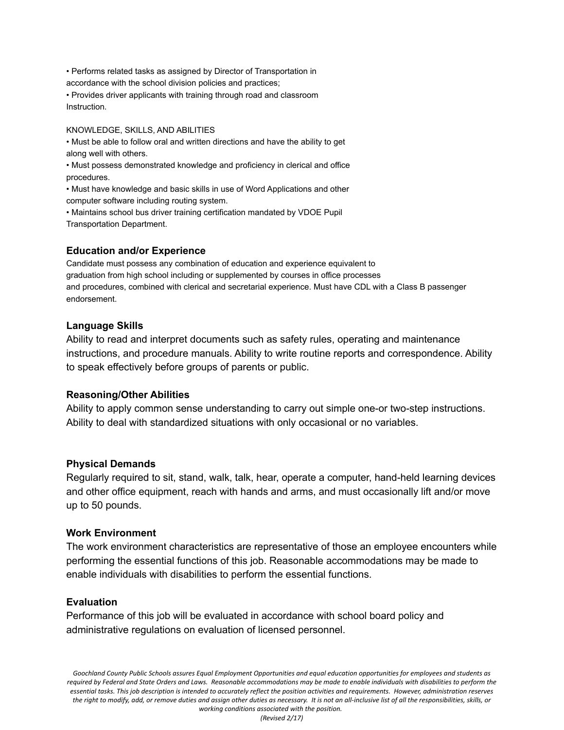- Performs related tasks as assigned by Director of Transportation in accordance with the school division policies and practices;
- Provides driver applicants with training through road and classroom Instruction.

KNOWLEDGE, SKILLS, AND ABILITIES

- Must be able to follow oral and written directions and have the ability to get along well with others.
- Must possess demonstrated knowledge and proficiency in clerical and office procedures.
- Must have knowledge and basic skills in use of Word Applications and other computer software including routing system.
- Maintains school bus driver training certification mandated by VDOE Pupil Transportation Department.

### Education and/or Experience

Candidate must possess any combination of education and experience equivalent to graduation from high school including or supplemented by courses in office processes and procedures, combined with clerical and secretarial experience. Must have CDL with a Class B passenger endorsement.

### Language Skills

Ability to read and interpret documents such as safety rules, operating and maintenance instructions, and procedure manuals. Ability to write routine reports and correspondence. Ability to speak effectively before groups of parents or public.

### Reasoning/Other Abilities

Ability to apply common sense understanding to carry out simple one-or two-step instructions. Ability to deal with standardized situations with only occasional or no variables.

### Physical Demands

Regularly required to sit, stand, walk, talk, hear, operate a computer, hand-held learning devices and other office equipment, reach with hands and arms, and must occasionally lift and/or move up to 50 pounds.

### Work Environment

The work environment characteristics are representative of those an employee encounters while performing the essential functions of this job. Reasonable accommodations may be made to enable individuals with disabilities to perform the essential functions.

### Evaluation

Performance of this job will be evaluated in accordance with school board policy and administrative regulations on evaluation of licensed personnel.

*Goochland County Public Schools assures Equal Employment Opportunities and equal education opportunities for employees and students as required by Federal and State Orders and Laws. Reasonable accommodations may be made to enable individuals with disabilities to perform the essential tasks. This job description is intended to accurately reflect the position activities and requirements. However, administration reserves the right to modify, add, or remove duties and assign other duties as necessary. It is not an all-inclusive list of all the responsibilities, skills, or working conditions associated with the position.*

*(Revised 2/17)*